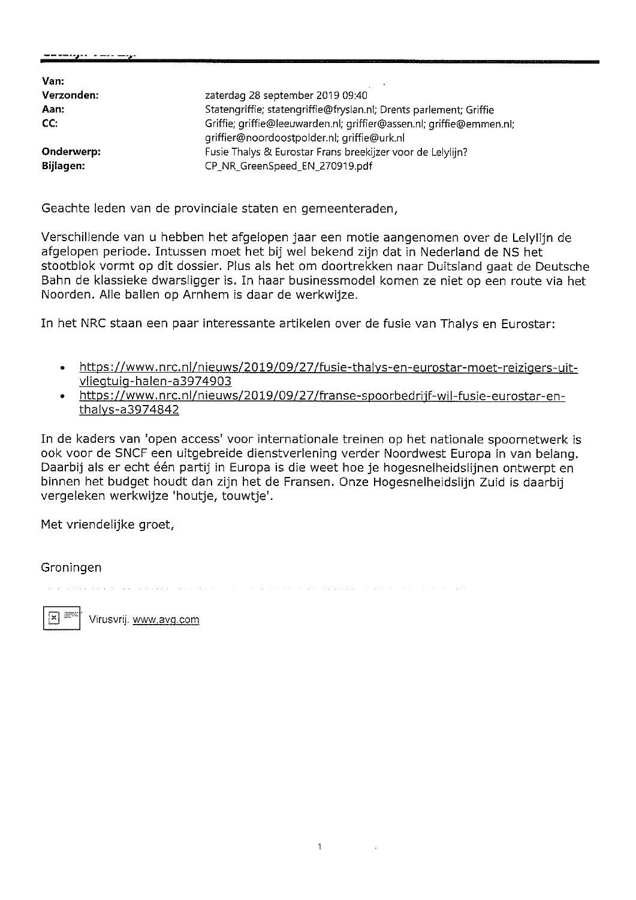| | |
|---|---|
| **Van:** | |
| **Verzonden:** | zaterdag 28 september 2019 09:40 |
| **Aan:** | Statengriffie; statengriffie@fryslan.nl; Drents parlement; Griffie |
| **CC:** | Griffie; griffie@leeuwarden.nl; griffier@assen.nl; griffie@emmen.nl; griffier@noordoostpolder.nl; griffie@urk.nl |
| **Onderwerp:** | Fusie Thalys & Eurostar Frans breekijzer voor de Lelylijn? |
| **Bijlagen:** | CP_NR_GreenSpeed_EN_270919.pdf |

Geachte leden van de provinciale staten en gemeenteraden,

Verschillende van u hebben het afgelopen jaar een motie aangenomen over de Lelylijn de afgelopen periode. Intussen moet het bij wel bekend zijn dat in Nederland de NS het stootblok vormt op dit dossier. Plus als het om doortrekken naar Duitsland gaat de Deutsche Bahn de klassieke dwarsligger is. In haar businessmodel komen ze niet op een route via het Noorden. Alle ballen op Arnhem is daar de werkwijze.

In het NRC staan een paar interessante artikelen over de fusie van Thalys en Eurostar:

- https://www.nrc.nl/nieuws/2019/09/27/fusie-thalys-en-eurostar-moet-reizigers-uit-vliegtuig-halen-a3974903
- https://www.nrc.nl/nieuws/2019/09/27/franse-spoorbedrijf-wil-fusie-eurostar-en-thalys-a3974842

In de kaders van 'open access' voor internationale treinen op het nationale spoornetwerk is ook voor de SNCF een uitgebreide dienstverlening verder Noordwest Europa in van belang. Daarbij als er echt één partij in Europa is die weet hoe je hogesnelheidslijnen ontwerpt en binnen het budget houdt dan zijn het de Fransen. Onze Hogesnelheidslijn Zuid is daarbij vergeleken werkwijze 'houtje, touwtje'.

Met vriendelijke groet,

Groningen

Virusvrij. www.avg.com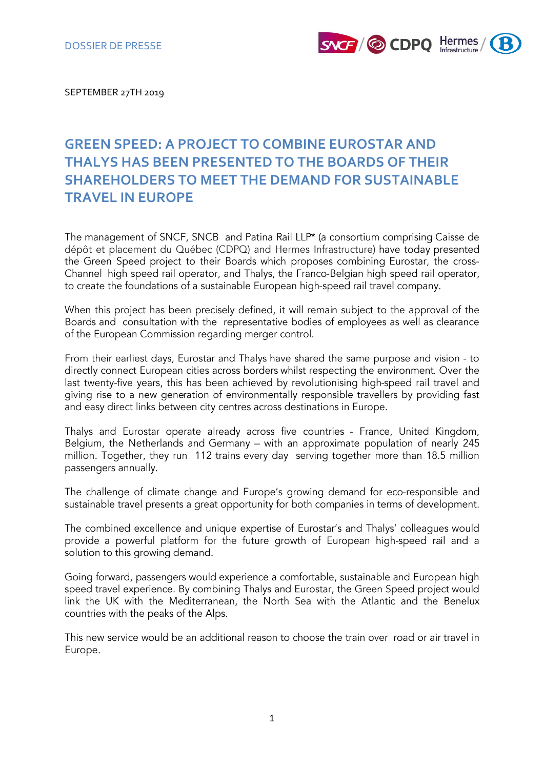DOSSIER DE PRESSE

SEPTEMBER 27TH 2019

# GREEN SPEED: A PROJECT TO COMBINE EUROSTAR AND THALYS HAS BEEN PRESENTED TO THE BOARDS OF THEIR SHAREHOLDERS TO MEET THE DEMAND FOR SUSTAINABLE TRAVEL IN EUROPE

The management of SNCF, SNCB and Patina Rail LLP* (a consortium comprising Caisse de dépôt et placement du Québec (CDPQ) and Hermes Infrastructure) have today presented the Green Speed project to their Boards which proposes combining Eurostar, the cross-Channel high speed rail operator, and Thalys, the Franco-Belgian high speed rail operator, to create the foundations of a sustainable European high-speed rail travel company.

When this project has been precisely defined, it will remain subject to the approval of the Boards and consultation with the representative bodies of employees as well as clearance of the European Commission regarding merger control.

From their earliest days, Eurostar and Thalys have shared the same purpose and vision - to directly connect European cities across borders whilst respecting the environment. Over the last twenty-five years, this has been achieved by revolutionising high-speed rail travel and giving rise to a new generation of environmentally responsible travellers by providing fast and easy direct links between city centres across destinations in Europe.

Thalys and Eurostar operate already across five countries - France, United Kingdom, Belgium, the Netherlands and Germany – with an approximate population of nearly 245 million. Together, they run 112 trains every day serving together more than 18.5 million passengers annually.

The challenge of climate change and Europe's growing demand for eco-responsible and sustainable travel presents a great opportunity for both companies in terms of development.

The combined excellence and unique expertise of Eurostar's and Thalys' colleagues would provide a powerful platform for the future growth of European high-speed rail and a solution to this growing demand.

Going forward, passengers would experience a comfortable, sustainable and European high speed travel experience. By combining Thalys and Eurostar, the Green Speed project would link the UK with the Mediterranean, the North Sea with the Atlantic and the Benelux countries with the peaks of the Alps.

This new service would be an additional reason to choose the train over road or air travel in Europe.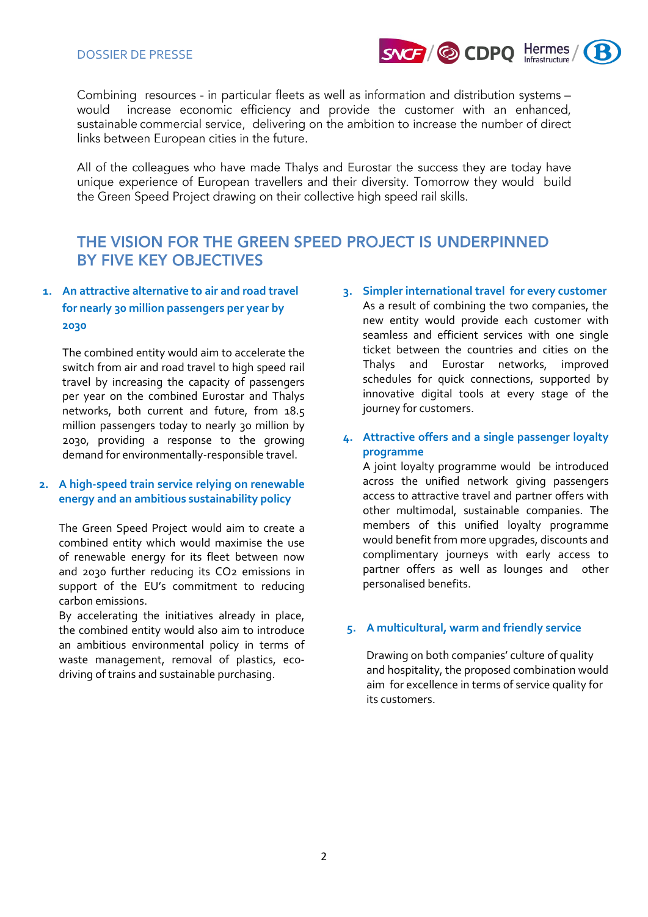Combining resources - in particular fleets as well as information and distribution systems – would increase economic efficiency and provide the customer with an enhanced, sustainable commercial service, delivering on the ambition to increase the number of direct links between European cities in the future.

All of the colleagues who have made Thalys and Eurostar the success they are today have unique experience of European travellers and their diversity. Tomorrow they would build the Green Speed Project drawing on their collective high speed rail skills.

## THE VISION FOR THE GREEN SPEED PROJECT IS UNDERPINNED BY FIVE KEY OBJECTIVES

### 1. An attractive alternative to air and road travel for nearly 30 million passengers per year by 2030

The combined entity would aim to accelerate the switch from air and road travel to high speed rail travel by increasing the capacity of passengers per year on the combined Eurostar and Thalys networks, both current and future, from 18.5 million passengers today to nearly 30 million by 2030, providing a response to the growing demand for environmentally-responsible travel.

### 2. A high-speed train service relying on renewable energy and an ambitious sustainability policy

The Green Speed Project would aim to create a combined entity which would maximise the use of renewable energy for its fleet between now and 2030 further reducing its $CO_2$ emissions in support of the EU's commitment to reducing carbon emissions.

By accelerating the initiatives already in place, the combined entity would also aim to introduce an ambitious environmental policy in terms of waste management, removal of plastics, eco-driving of trains and sustainable purchasing.

### 3. Simpler international travel for every customer

As a result of combining the two companies, the new entity would provide each customer with seamless and efficient services with one single ticket between the countries and cities on the Thalys and Eurostar networks, improved schedules for quick connections, supported by innovative digital tools at every stage of the journey for customers.

### 4. Attractive offers and a single passenger loyalty programme

A joint loyalty programme would be introduced across the unified network giving passengers access to attractive travel and partner offers with other multimodal, sustainable companies. The members of this unified loyalty programme would benefit from more upgrades, discounts and complimentary journeys with early access to partner offers as well as lounges and other personalised benefits.

### 5. A multicultural, warm and friendly service

Drawing on both companies' culture of quality and hospitality, the proposed combination would aim for excellence in terms of service quality for its customers.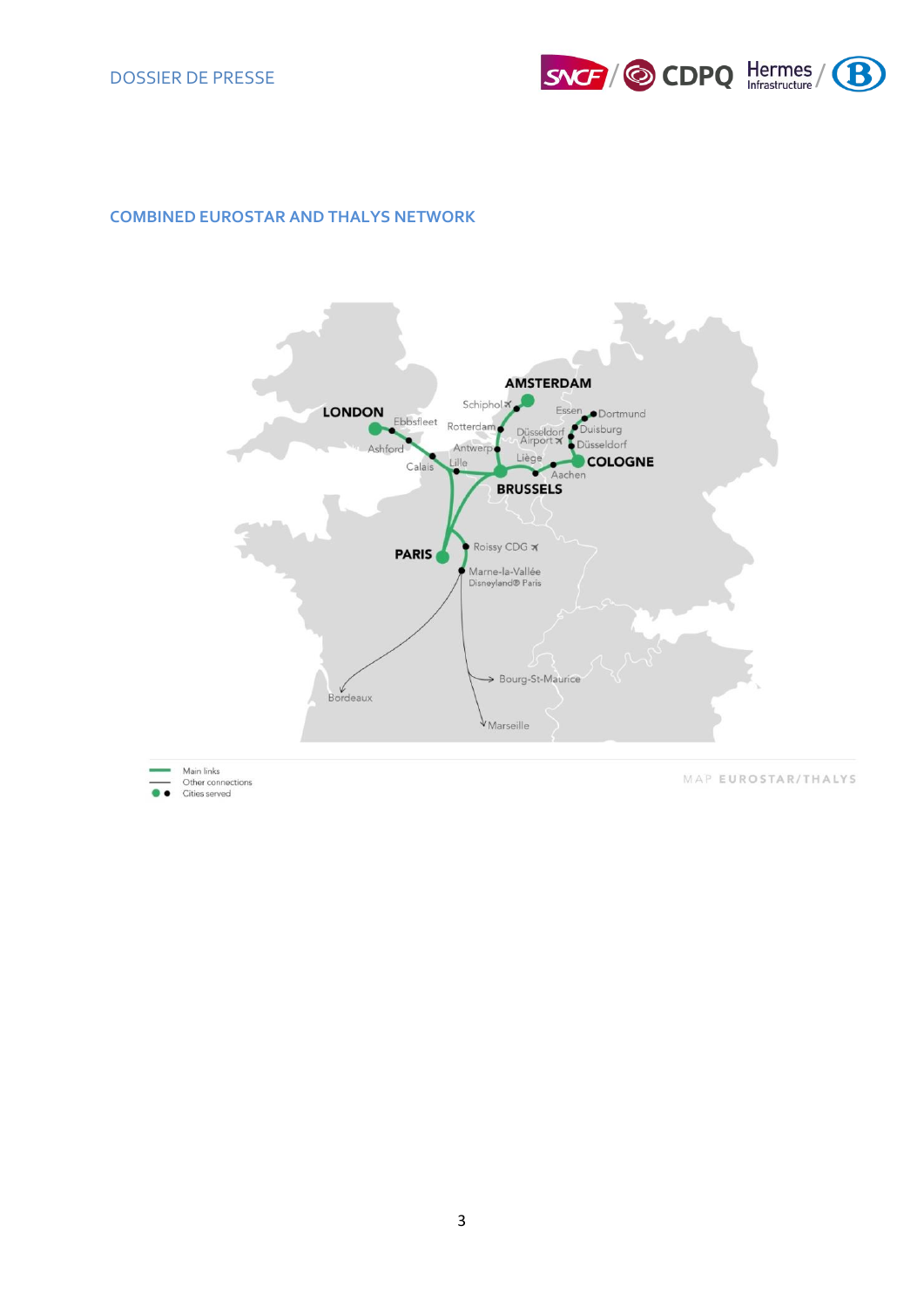## COMBINED EUROSTAR AND THALYS NETWORK

AMSTERDAM

Schiphol

LONDON

Ebbsfleet

Rotterdam

Essen

Dortmund

Düsseldorf Airport

Duisburg

Ashford

Antwerp

Düsseldorf

Liège

Calais

Lille

COLOGNE

Aachen

BRUSSELS

Roissy CDG

PARIS

Marne-la-Vallée Disneyland® Paris

Bourg-St-Maurice

Bordeaux

Marseille

Main links
Other connections
Cities served

MAP EUROSTAR/THALYS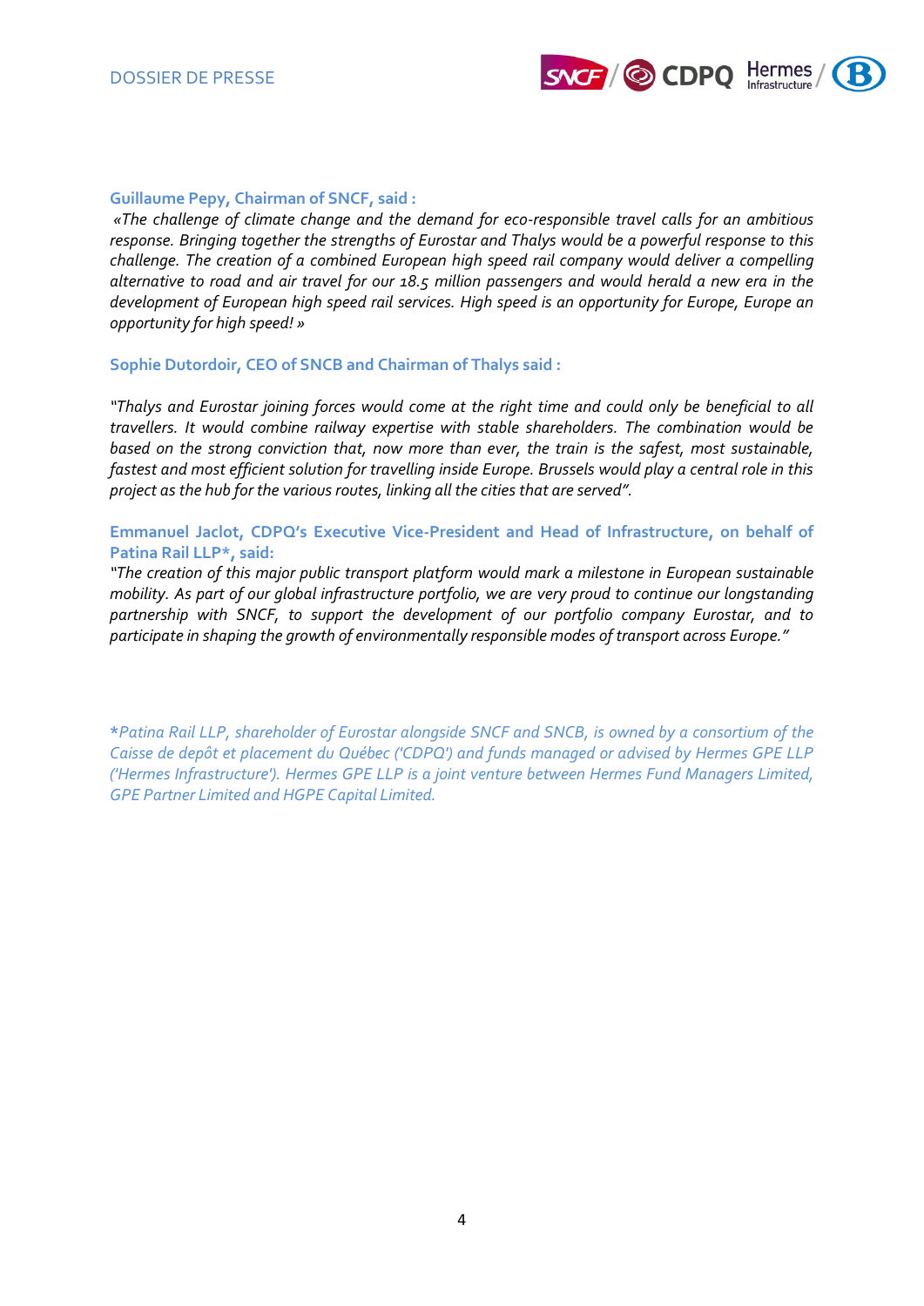**Guillaume Pepy, Chairman of SNCF, said :**

*«The challenge of climate change and the demand for eco-responsible travel calls for an ambitious response. Bringing together the strengths of Eurostar and Thalys would be a powerful response to this challenge. The creation of a combined European high speed rail company would deliver a compelling alternative to road and air travel for our 18.5 million passengers and would herald a new era in the development of European high speed rail services. High speed is an opportunity for Europe, Europe an opportunity for high speed! »*

**Sophie Dutordoir, CEO of SNCB and Chairman of Thalys said :**

*"Thalys and Eurostar joining forces would come at the right time and could only be beneficial to all travellers. It would combine railway expertise with stable shareholders. The combination would be based on the strong conviction that, now more than ever, the train is the safest, most sustainable, fastest and most efficient solution for travelling inside Europe. Brussels would play a central role in this project as the hub for the various routes, linking all the cities that are served".*

**Emmanuel Jaclot, CDPQ's Executive Vice-President and Head of Infrastructure, on behalf of Patina Rail LLP*, said:**

*"The creation of this major public transport platform would mark a milestone in European sustainable mobility. As part of our global infrastructure portfolio, we are very proud to continue our longstanding partnership with SNCF, to support the development of our portfolio company Eurostar, and to participate in shaping the growth of environmentally responsible modes of transport across Europe."*

*\*Patina Rail LLP, shareholder of Eurostar alongside SNCF and SNCB, is owned by a consortium of the Caisse de depôt et placement du Québec ('CDPQ') and funds managed or advised by Hermes GPE LLP ('Hermes Infrastructure'). Hermes GPE LLP is a joint venture between Hermes Fund Managers Limited, GPE Partner Limited and HGPE Capital Limited.*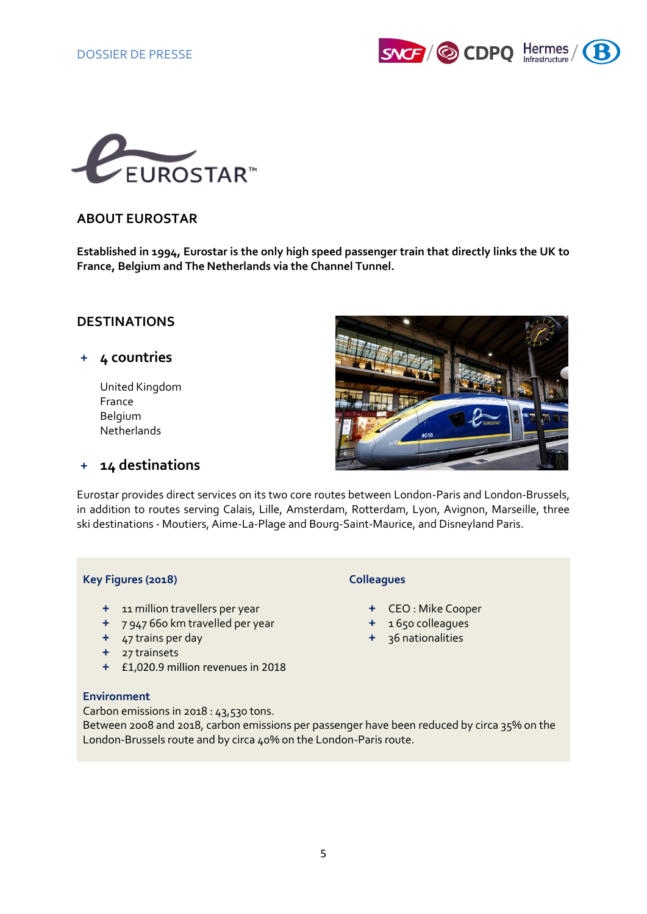DOSSIER DE PRESSE

EUROSTAR™

## ABOUT EUROSTAR

**Established in 1994, Eurostar is the only high speed passenger train that directly links the UK to France, Belgium and The Netherlands via the Channel Tunnel.**

## DESTINATIONS

### + 4 countries

United Kingdom
France
Belgium
Netherlands

### + 14 destinations

Eurostar provides direct services on its two core routes between London-Paris and London-Brussels, in addition to routes serving Calais, Lille, Amsterdam, Rotterdam, Lyon, Avignon, Marseille, three ski destinations - Moutiers, Aime-La-Plage and Bourg-Saint-Maurice, and Disneyland Paris.

**Key Figures (2018)**

- 11 million travellers per year
- 7 947 660 km travelled per year
- 47 trains per day
- 27 trainsets
- £1,020.9 million revenues in 2018

**Colleagues**

- CEO : Mike Cooper
- 1 650 colleagues
- 36 nationalities

**Environment**

Carbon emissions in 2018 : 43,530 tons.
Between 2008 and 2018, carbon emissions per passenger have been reduced by circa 35% on the London-Brussels route and by circa 40% on the London-Paris route.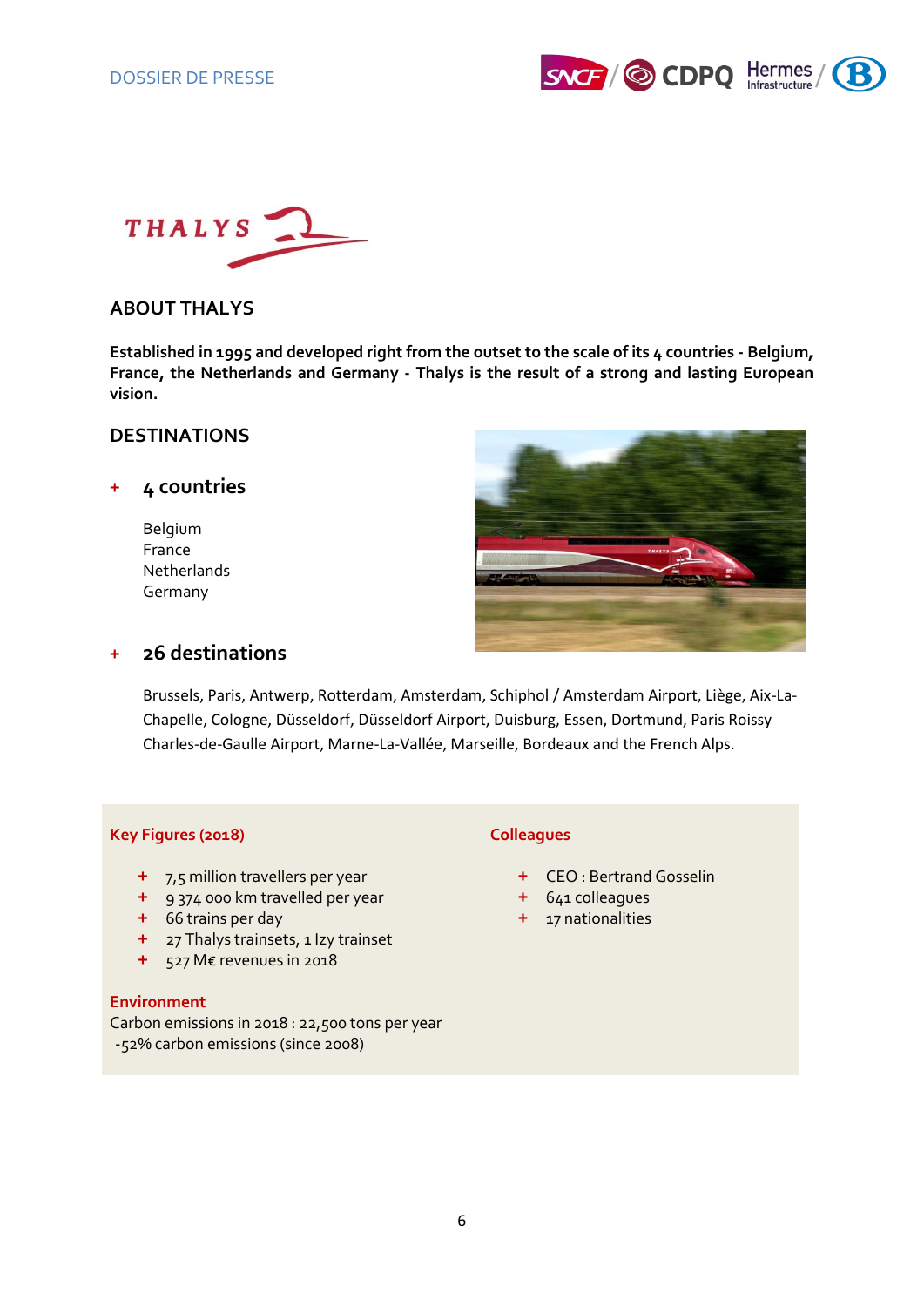## ABOUT THALYS

**Established in 1995 and developed right from the outset to the scale of its 4 countries - Belgium, France, the Netherlands and Germany - Thalys is the result of a strong and lasting European vision.**

## DESTINATIONS

### + 4 countries

Belgium
France
Netherlands
Germany

### + 26 destinations

Brussels, Paris, Antwerp, Rotterdam, Amsterdam, Schiphol / Amsterdam Airport, Liège, Aix-La-Chapelle, Cologne, Düsseldorf, Düsseldorf Airport, Duisburg, Essen, Dortmund, Paris Roissy Charles-de-Gaulle Airport, Marne-La-Vallée, Marseille, Bordeaux and the French Alps.

**Key Figures (2018)**

- 7,5 million travellers per year
- 9 374 000 km travelled per year
- 66 trains per day
- 27 Thalys trainsets, 1 Izy trainset
- 527 M€ revenues in 2018

**Environment**

Carbon emissions in 2018 : 22,500 tons per year
-52% carbon emissions (since 2008)

**Colleagues**

- CEO : Bertrand Gosselin
- 641 colleagues
- 17 nationalities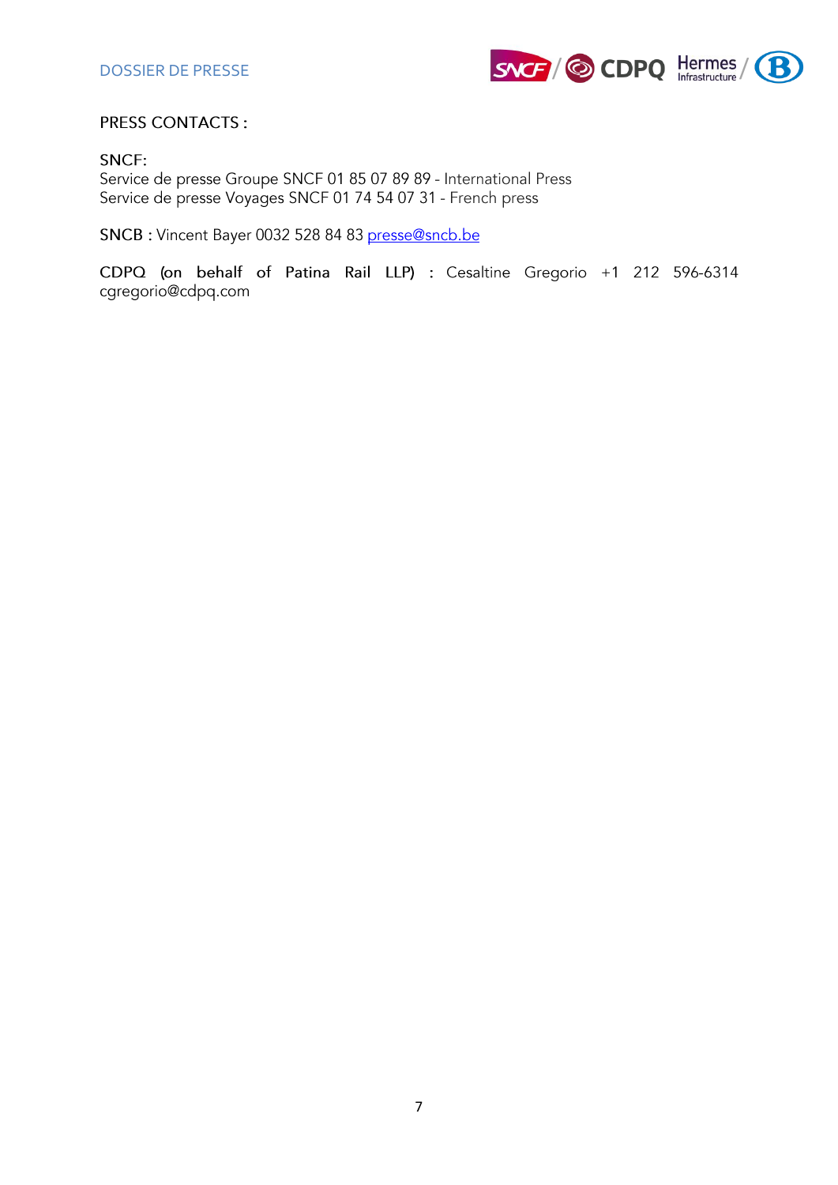PRESS CONTACTS :

SNCF:
Service de presse Groupe SNCF 01 85 07 89 89 - International Press
Service de presse Voyages SNCF 01 74 54 07 31 - French press

SNCB : Vincent Bayer 0032 528 84 83 presse@sncb.be

CDPQ (on behalf of Patina Rail LLP) : Cesaltine Gregorio +1 212 596-6314 cgregorio@cdpq.com